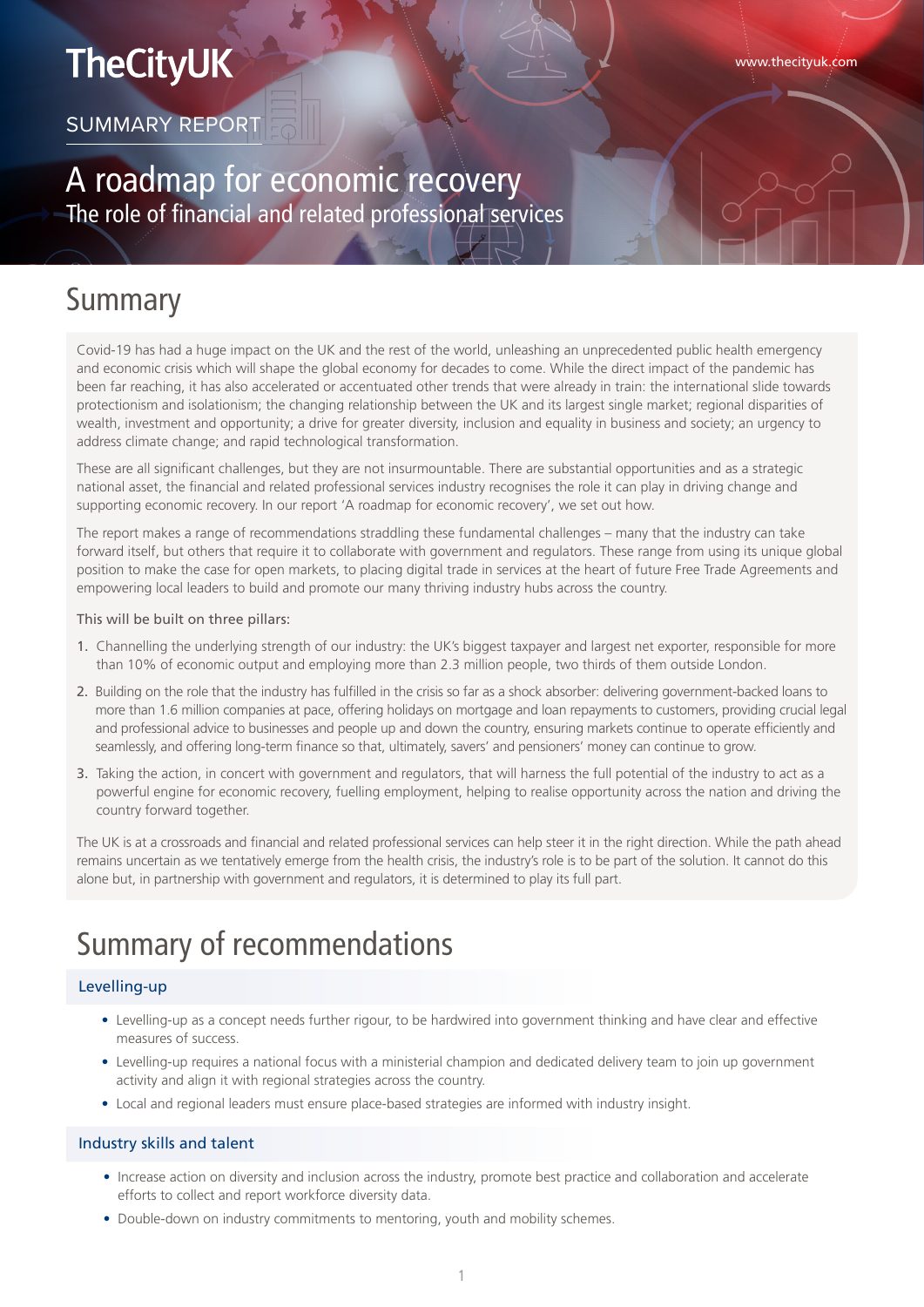TheCityUK

www.thecityuk.com

SUMMARY REPORT

# A roadmap for economic recovery

The role of financial and related professional services

## Summary

Covid-19 has had a huge impact on the UK and the rest of the world, unleashing an unprecedented public health emergency and economic crisis which will shape the global economy for decades to come. While the direct impact of the pandemic has been far reaching, it has also accelerated or accentuated other trends that were already in train: the international slide towards protectionism and isolationism; the changing relationship between the UK and its largest single market; regional disparities of wealth, investment and opportunity; a drive for greater diversity, inclusion and equality in business and society; an urgency to address climate change; and rapid technological transformation.

These are all significant challenges, but they are not insurmountable. There are substantial opportunities and as a strategic national asset, the financial and related professional services industry recognises the role it can play in driving change and supporting economic recovery. In our report 'A roadmap for economic recovery', we set out how.

The report makes a range of recommendations straddling these fundamental challenges – many that the industry can take forward itself, but others that require it to collaborate with government and regulators. These range from using its unique global position to make the case for open markets, to placing digital trade in services at the heart of future Free Trade Agreements and empowering local leaders to build and promote our many thriving industry hubs across the country.

This will be built on three pillars:

1. Channelling the underlying strength of our industry: the UK's biggest taxpayer and largest net exporter, responsible for more than 10% of economic output and employing more than 2.3 million people, two thirds of them outside London.
2. Building on the role that the industry has fulfilled in the crisis so far as a shock absorber: delivering government-backed loans to more than 1.6 million companies at pace, offering holidays on mortgage and loan repayments to customers, providing crucial legal and professional advice to businesses and people up and down the country, ensuring markets continue to operate efficiently and seamlessly, and offering long-term finance so that, ultimately, savers' and pensioners' money can continue to grow.
3. Taking the action, in concert with government and regulators, that will harness the full potential of the industry to act as a powerful engine for economic recovery, fuelling employment, helping to realise opportunity across the nation and driving the country forward together.

The UK is at a crossroads and financial and related professional services can help steer it in the right direction. While the path ahead remains uncertain as we tentatively emerge from the health crisis, the industry's role is to be part of the solution. It cannot do this alone but, in partnership with government and regulators, it is determined to play its full part.

## Summary of recommendations

### Levelling-up

- Levelling-up as a concept needs further rigour, to be hardwired into government thinking and have clear and effective measures of success.
- Levelling-up requires a national focus with a ministerial champion and dedicated delivery team to join up government activity and align it with regional strategies across the country.
- Local and regional leaders must ensure place-based strategies are informed with industry insight.

### Industry skills and talent

- Increase action on diversity and inclusion across the industry, promote best practice and collaboration and accelerate efforts to collect and report workforce diversity data.
- Double-down on industry commitments to mentoring, youth and mobility schemes.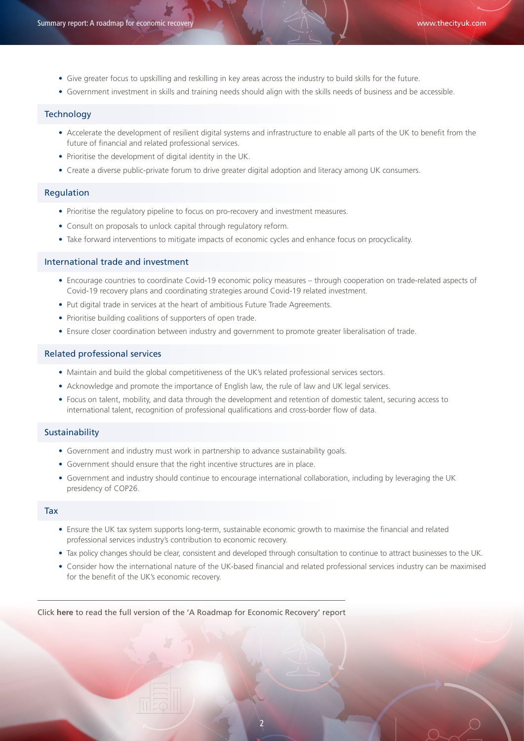- Give greater focus to upskilling and reskilling in key areas across the industry to build skills for the future.
- Government investment in skills and training needs should align with the skills needs of business and be accessible.

## Technology

- Accelerate the development of resilient digital systems and infrastructure to enable all parts of the UK to benefit from the future of financial and related professional services.
- Prioritise the development of digital identity in the UK.
- Create a diverse public-private forum to drive greater digital adoption and literacy among UK consumers.

## Regulation

- Prioritise the regulatory pipeline to focus on pro-recovery and investment measures.
- Consult on proposals to unlock capital through regulatory reform.
- Take forward interventions to mitigate impacts of economic cycles and enhance focus on procyclicality.

## International trade and investment

- Encourage countries to coordinate Covid-19 economic policy measures – through cooperation on trade-related aspects of Covid-19 recovery plans and coordinating strategies around Covid-19 related investment.
- Put digital trade in services at the heart of ambitious Future Trade Agreements.
- Prioritise building coalitions of supporters of open trade.
- Ensure closer coordination between industry and government to promote greater liberalisation of trade.

## Related professional services

- Maintain and build the global competitiveness of the UK's related professional services sectors.
- Acknowledge and promote the importance of English law, the rule of law and UK legal services.
- Focus on talent, mobility, and data through the development and retention of domestic talent, securing access to international talent, recognition of professional qualifications and cross-border flow of data.

## Sustainability

- Government and industry must work in partnership to advance sustainability goals.
- Government should ensure that the right incentive structures are in place.
- Government and industry should continue to encourage international collaboration, including by leveraging the UK presidency of COP26.

## Tax

- Ensure the UK tax system supports long-term, sustainable economic growth to maximise the financial and related professional services industry's contribution to economic recovery.
- Tax policy changes should be clear, consistent and developed through consultation to continue to attract businesses to the UK.
- Consider how the international nature of the UK-based financial and related professional services industry can be maximised for the benefit of the UK's economic recovery.

---

Click **here** to read the full version of the 'A Roadmap for Economic Recovery' report